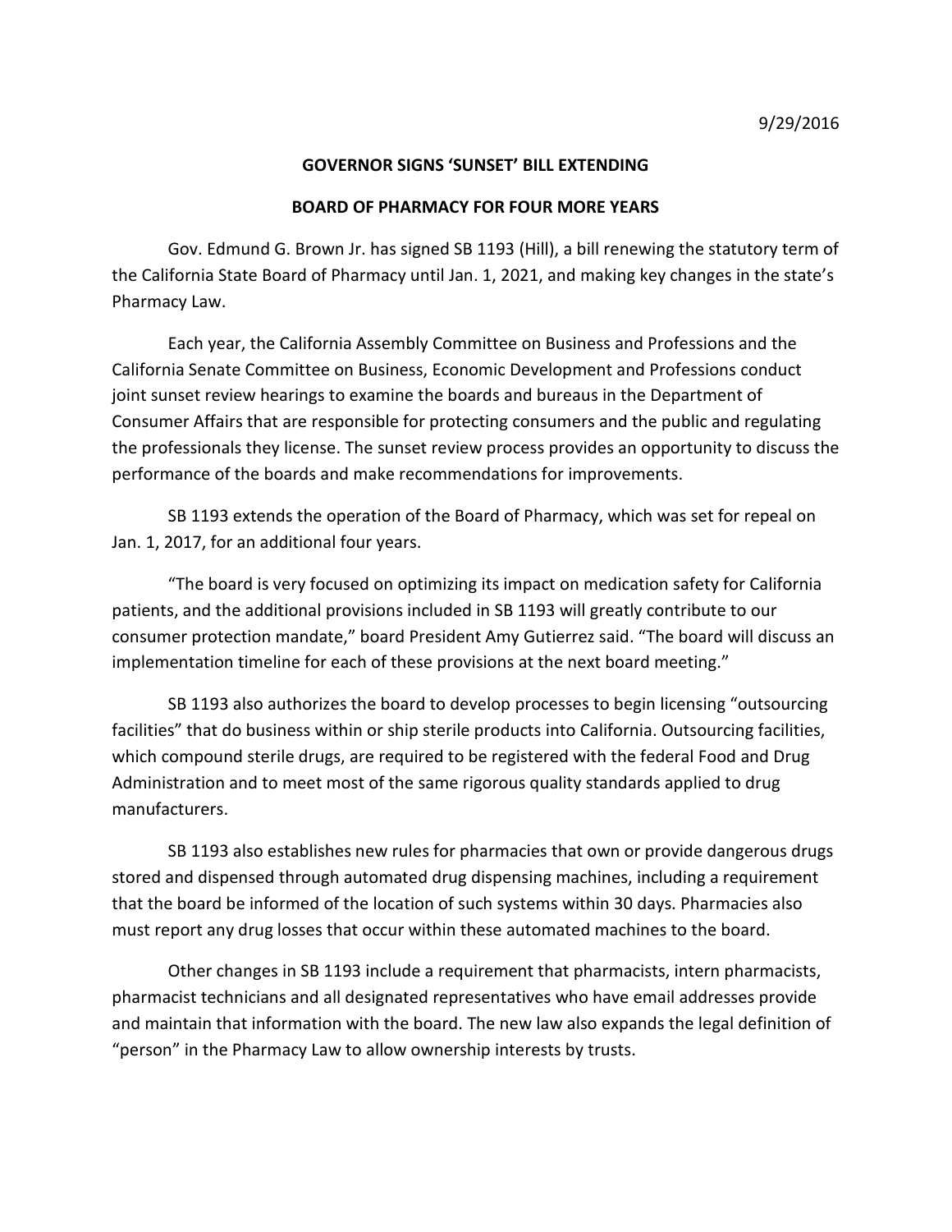9/29/2016

# GOVERNOR SIGNS 'SUNSET' BILL EXTENDING

# BOARD OF PHARMACY FOR FOUR MORE YEARS

Gov. Edmund G. Brown Jr. has signed SB 1193 (Hill), a bill renewing the statutory term of the California State Board of Pharmacy until Jan. 1, 2021, and making key changes in the state's Pharmacy Law.

Each year, the California Assembly Committee on Business and Professions and the California Senate Committee on Business, Economic Development and Professions conduct joint sunset review hearings to examine the boards and bureaus in the Department of Consumer Affairs that are responsible for protecting consumers and the public and regulating the professionals they license. The sunset review process provides an opportunity to discuss the performance of the boards and make recommendations for improvements.

SB 1193 extends the operation of the Board of Pharmacy, which was set for repeal on Jan. 1, 2017, for an additional four years.

"The board is very focused on optimizing its impact on medication safety for California patients, and the additional provisions included in SB 1193 will greatly contribute to our consumer protection mandate," board President Amy Gutierrez said. "The board will discuss an implementation timeline for each of these provisions at the next board meeting."

SB 1193 also authorizes the board to develop processes to begin licensing "outsourcing facilities" that do business within or ship sterile products into California. Outsourcing facilities, which compound sterile drugs, are required to be registered with the federal Food and Drug Administration and to meet most of the same rigorous quality standards applied to drug manufacturers.

SB 1193 also establishes new rules for pharmacies that own or provide dangerous drugs stored and dispensed through automated drug dispensing machines, including a requirement that the board be informed of the location of such systems within 30 days. Pharmacies also must report any drug losses that occur within these automated machines to the board.

Other changes in SB 1193 include a requirement that pharmacists, intern pharmacists, pharmacist technicians and all designated representatives who have email addresses provide and maintain that information with the board. The new law also expands the legal definition of "person" in the Pharmacy Law to allow ownership interests by trusts.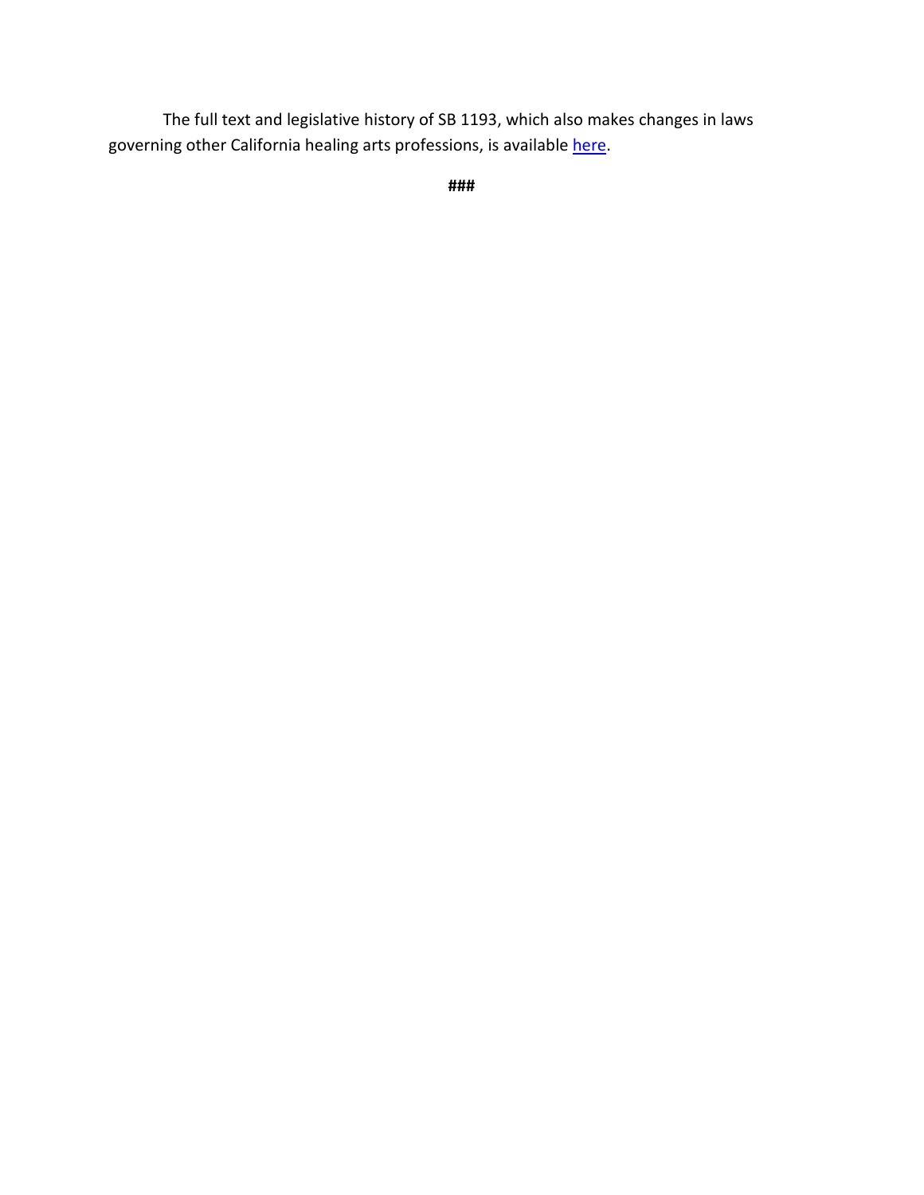The full text and legislative history of SB 1193, which also makes changes in laws governing other California healing arts professions, is available here.

###